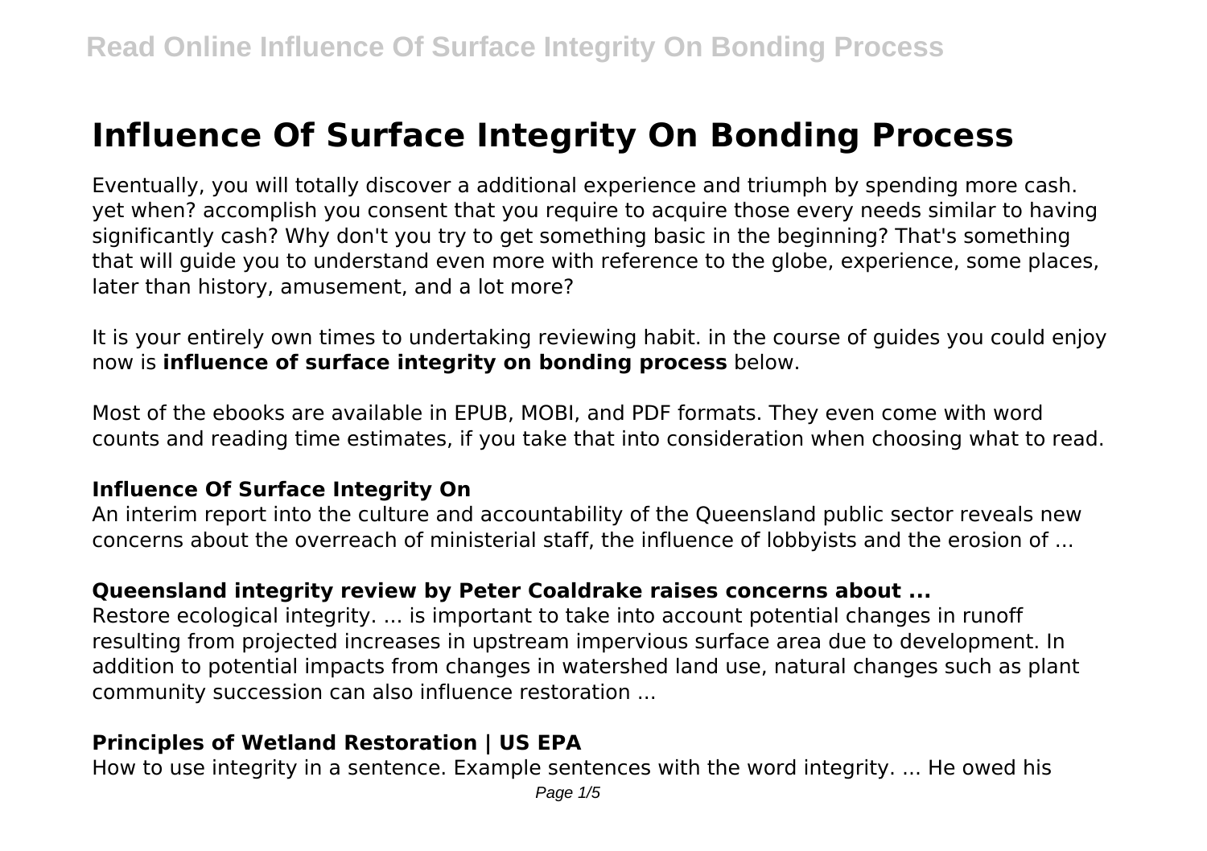# Influence Of Surface Integrity On Bonding Process

Eventually, you will totally discover a additional experience and triumph by spending more cash. yet when? accomplish you consent that you require to acquire those every needs similar to having significantly cash? Why don't you try to get something basic in the beginning? That's something that will guide you to understand even more with reference to the globe, experience, some places, later than history, amusement, and a lot more?

It is your entirely own times to undertaking reviewing habit. in the course of guides you could enjoy now is **influence of surface integrity on bonding process** below.

Most of the ebooks are available in EPUB, MOBI, and PDF formats. They even come with word counts and reading time estimates, if you take that into consideration when choosing what to read.

### Influence Of Surface Integrity On

An interim report into the culture and accountability of the Queensland public sector reveals new concerns about the overreach of ministerial staff, the influence of lobbyists and the erosion of ...

### Queensland integrity review by Peter Coaldrake raises concerns about ...

Restore ecological integrity. ... is important to take into account potential changes in runoff resulting from projected increases in upstream impervious surface area due to development. In addition to potential impacts from changes in watershed land use, natural changes such as plant community succession can also influence restoration ...

### Principles of Wetland Restoration | US EPA

How to use integrity in a sentence. Example sentences with the word integrity. ... He owed his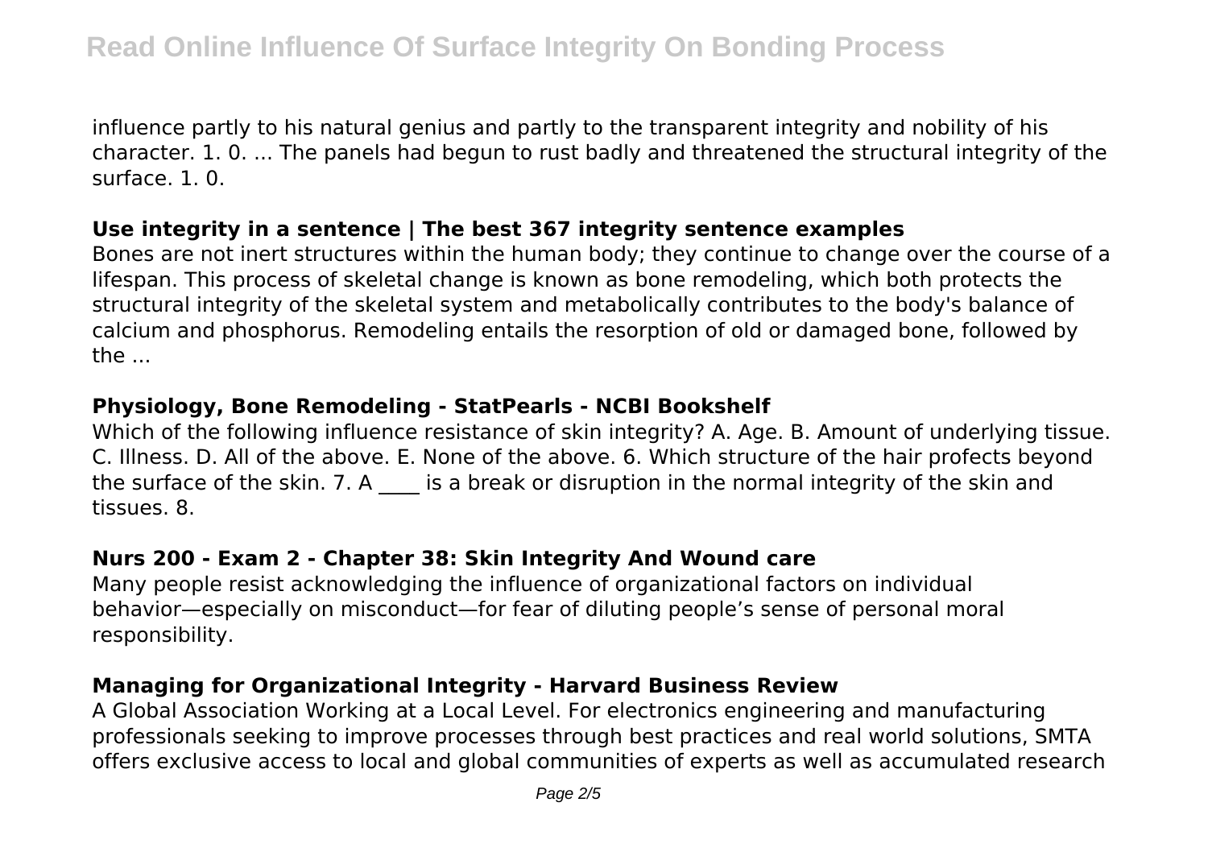influence partly to his natural genius and partly to the transparent integrity and nobility of his character. 1. 0. ... The panels had begun to rust badly and threatened the structural integrity of the surface. 1. 0.

## Use integrity in a sentence | The best 367 integrity sentence examples

Bones are not inert structures within the human body; they continue to change over the course of a lifespan. This process of skeletal change is known as bone remodeling, which both protects the structural integrity of the skeletal system and metabolically contributes to the body's balance of calcium and phosphorus. Remodeling entails the resorption of old or damaged bone, followed by the ...

## Physiology, Bone Remodeling - StatPearls - NCBI Bookshelf

Which of the following influence resistance of skin integrity? A. Age. B. Amount of underlying tissue. C. Illness. D. All of the above. E. None of the above. 6. Which structure of the hair profects beyond the surface of the skin. 7. A ____ is a break or disruption in the normal integrity of the skin and tissues. 8.

## Nurs 200 - Exam 2 - Chapter 38: Skin Integrity And Wound care

Many people resist acknowledging the influence of organizational factors on individual behavior—especially on misconduct—for fear of diluting people's sense of personal moral responsibility.

## Managing for Organizational Integrity - Harvard Business Review

A Global Association Working at a Local Level. For electronics engineering and manufacturing professionals seeking to improve processes through best practices and real world solutions, SMTA offers exclusive access to local and global communities of experts as well as accumulated research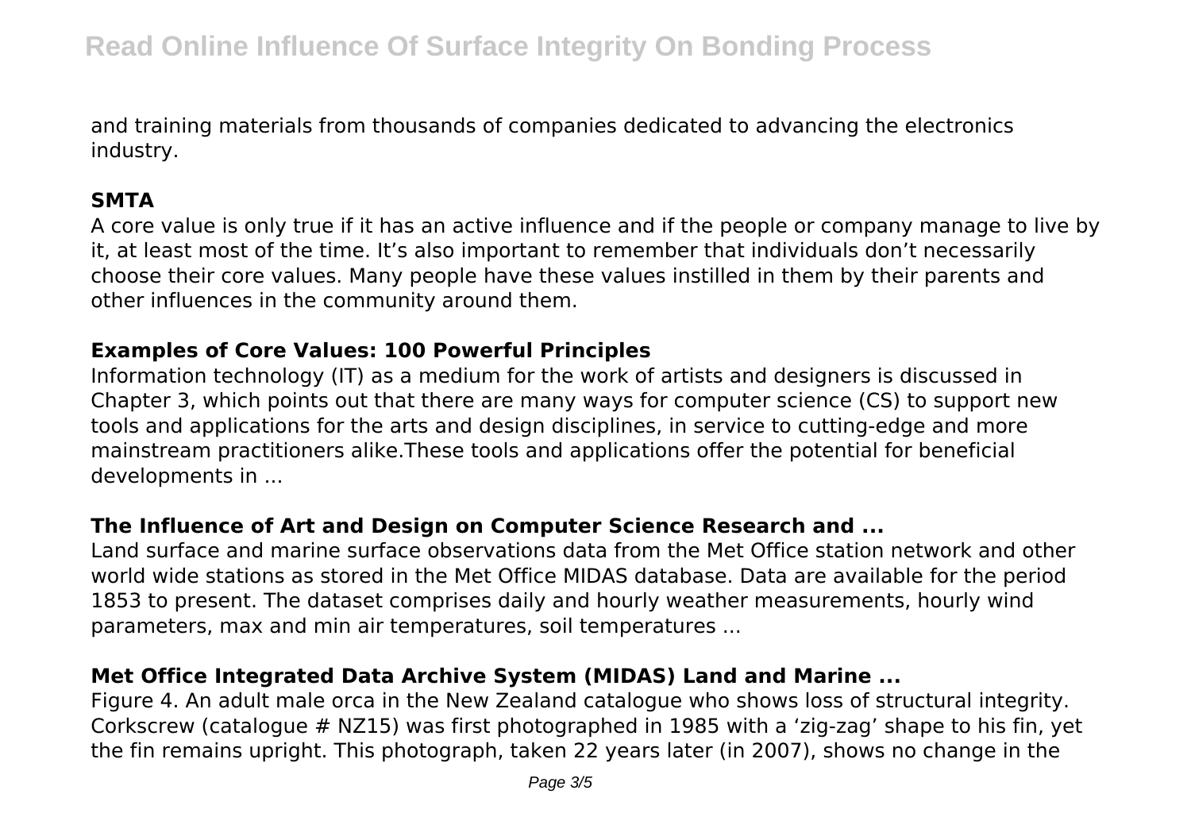and training materials from thousands of companies dedicated to advancing the electronics industry.

### SMTA

A core value is only true if it has an active influence and if the people or company manage to live by it, at least most of the time. It's also important to remember that individuals don't necessarily choose their core values. Many people have these values instilled in them by their parents and other influences in the community around them.

### Examples of Core Values: 100 Powerful Principles

Information technology (IT) as a medium for the work of artists and designers is discussed in Chapter 3, which points out that there are many ways for computer science (CS) to support new tools and applications for the arts and design disciplines, in service to cutting-edge and more mainstream practitioners alike.These tools and applications offer the potential for beneficial developments in ...

### The Influence of Art and Design on Computer Science Research and ...

Land surface and marine surface observations data from the Met Office station network and other world wide stations as stored in the Met Office MIDAS database. Data are available for the period 1853 to present. The dataset comprises daily and hourly weather measurements, hourly wind parameters, max and min air temperatures, soil temperatures ...

### Met Office Integrated Data Archive System (MIDAS) Land and Marine ...

Figure 4. An adult male orca in the New Zealand catalogue who shows loss of structural integrity. Corkscrew (catalogue # NZ15) was first photographed in 1985 with a 'zig-zag' shape to his fin, yet the fin remains upright. This photograph, taken 22 years later (in 2007), shows no change in the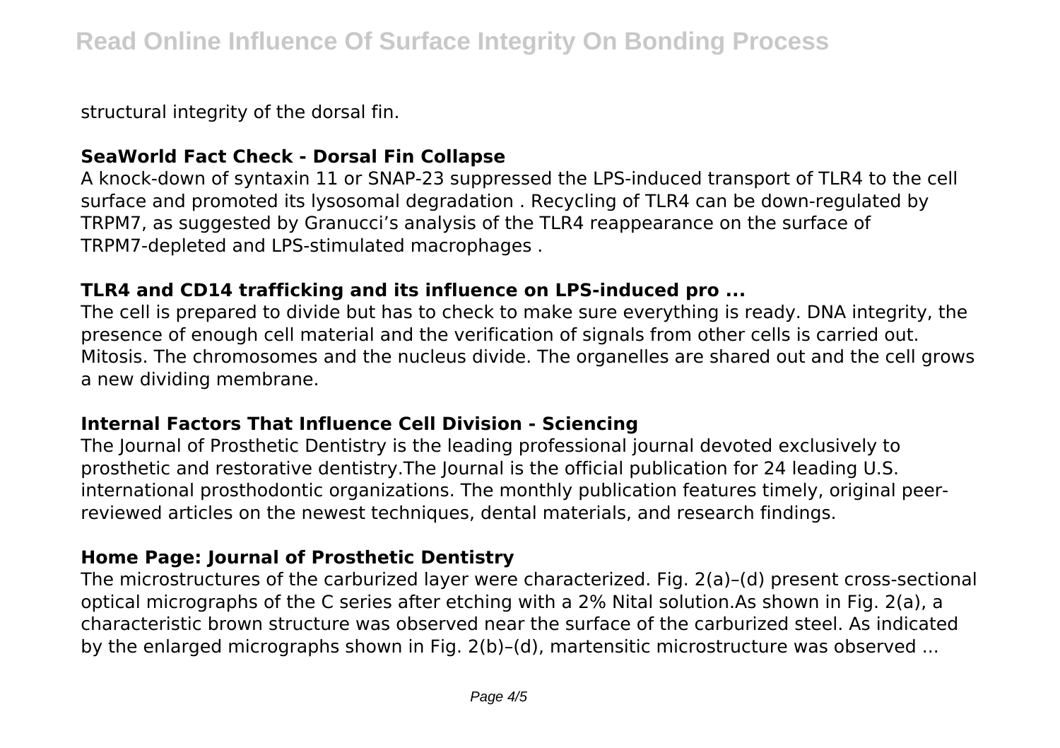structural integrity of the dorsal fin.

### SeaWorld Fact Check - Dorsal Fin Collapse

A knock-down of syntaxin 11 or SNAP-23 suppressed the LPS-induced transport of TLR4 to the cell surface and promoted its lysosomal degradation . Recycling of TLR4 can be down-regulated by TRPM7, as suggested by Granucci's analysis of the TLR4 reappearance on the surface of TRPM7-depleted and LPS-stimulated macrophages .

### TLR4 and CD14 trafficking and its influence on LPS-induced pro ...

The cell is prepared to divide but has to check to make sure everything is ready. DNA integrity, the presence of enough cell material and the verification of signals from other cells is carried out. Mitosis. The chromosomes and the nucleus divide. The organelles are shared out and the cell grows a new dividing membrane.

### Internal Factors That Influence Cell Division - Sciencing

The Journal of Prosthetic Dentistry is the leading professional journal devoted exclusively to prosthetic and restorative dentistry.The Journal is the official publication for 24 leading U.S. international prosthodontic organizations. The monthly publication features timely, original peer-reviewed articles on the newest techniques, dental materials, and research findings.

### Home Page: Journal of Prosthetic Dentistry

The microstructures of the carburized layer were characterized. Fig. 2(a)–(d) present cross-sectional optical micrographs of the C series after etching with a 2% Nital solution.As shown in Fig. 2(a), a characteristic brown structure was observed near the surface of the carburized steel. As indicated by the enlarged micrographs shown in Fig. 2(b)–(d), martensitic microstructure was observed ...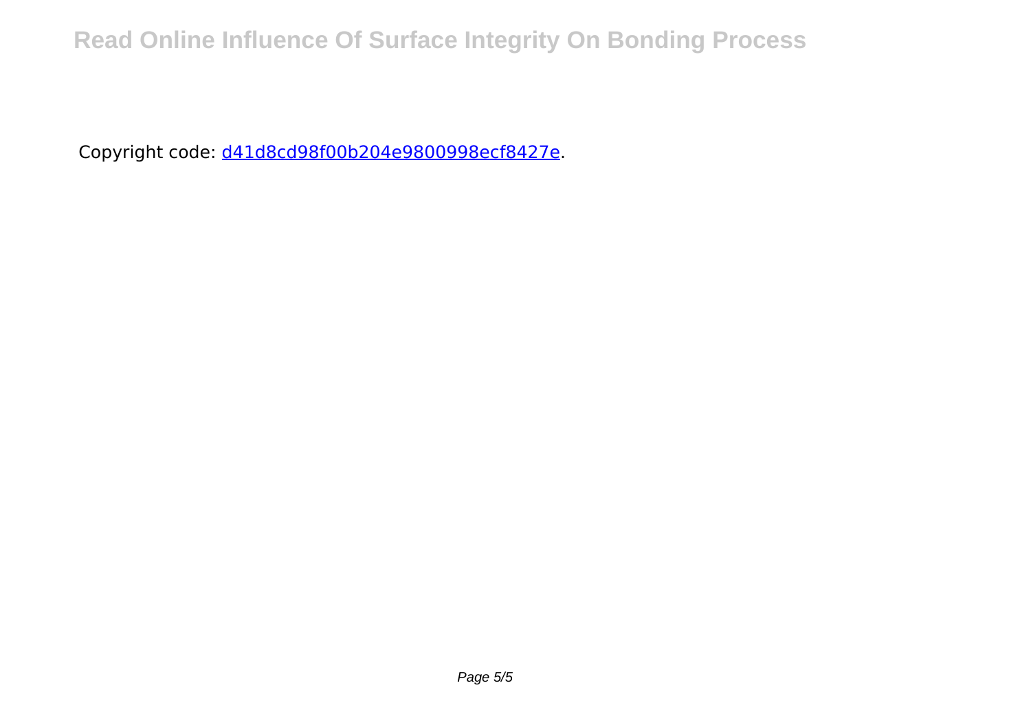Copyright code: [d41d8cd98f00b204e9800998ecf8427e](d41d8cd98f00b204e9800998ecf8427e).